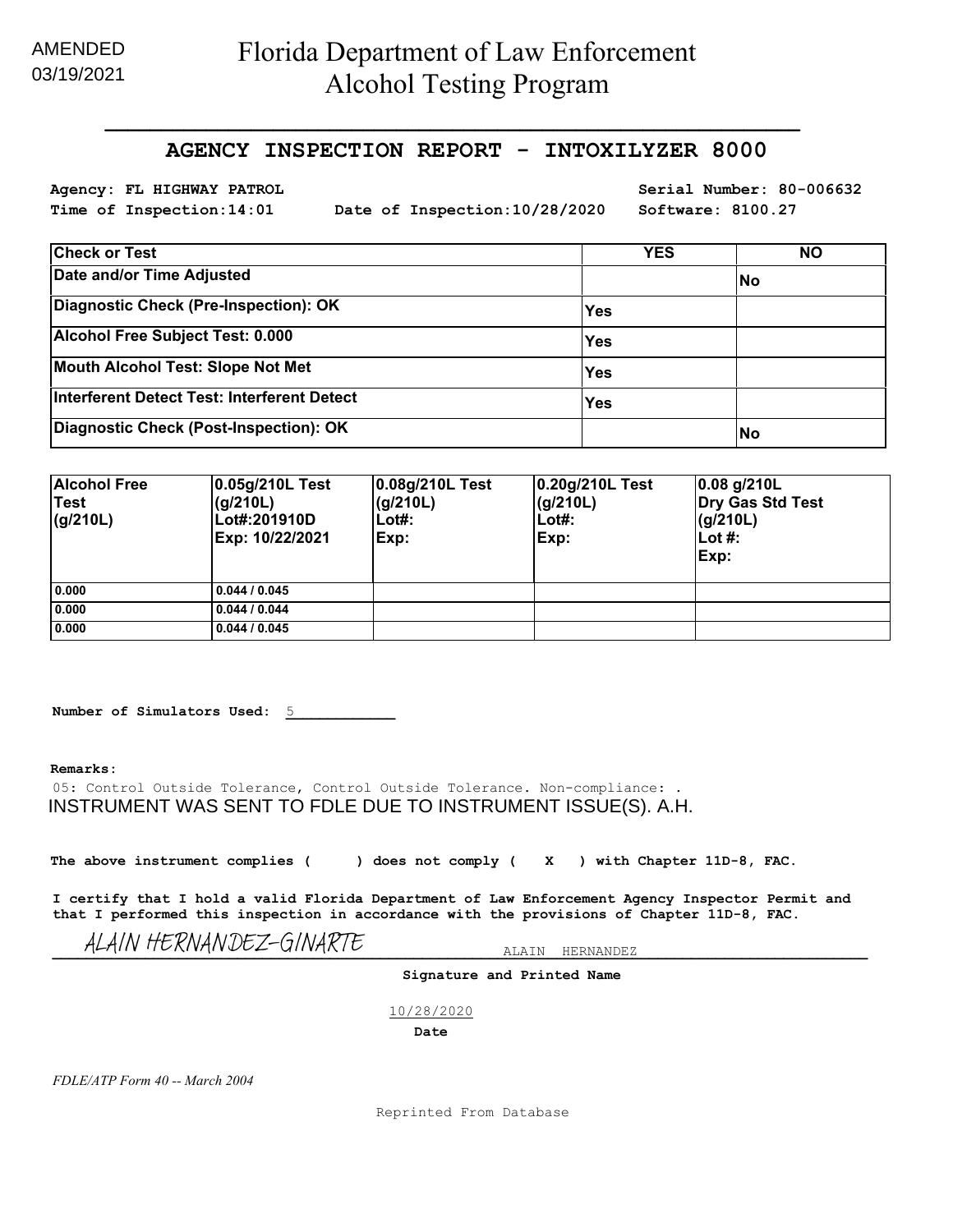AMENDED
03/19/2021

# Florida Department of Law Enforcement
# Alcohol Testing Program

## AGENCY INSPECTION REPORT - INTOXILYZER 8000

**Agency: FL HIGHWAY PATROL** **Serial Number: 80-006632**

**Time of Inspection:14:01** **Date of Inspection:10/28/2020** **Software: 8100.27**

| Check or Test | YES | NO |
|---|---|---|
| Date and/or Time Adjusted | | No |
| Diagnostic Check (Pre-Inspection): OK | Yes | |
| Alcohol Free Subject Test: 0.000 | Yes | |
| Mouth Alcohol Test: Slope Not Met | Yes | |
| Interferent Detect Test: Interferent Detect | Yes | |
| Diagnostic Check (Post-Inspection): OK | | No |

| Alcohol Free Test (g/210L) | 0.05g/210L Test (g/210L) Lot#:201910D Exp: 10/22/2021 | 0.08g/210L Test (g/210L) Lot#: Exp: | 0.20g/210L Test (g/210L) Lot#: Exp: | 0.08 g/210L Dry Gas Std Test (g/210L) Lot #: Exp: |
|---|---|---|---|---|
| 0.000 | 0.044 / 0.045 | | | |
| 0.000 | 0.044 / 0.044 | | | |
| 0.000 | 0.044 / 0.045 | | | |

**Number of Simulators Used:** 5

**Remarks:**

05: Control Outside Tolerance, Control Outside Tolerance. Non-compliance: .
INSTRUMENT WAS SENT TO FDLE DUE TO INSTRUMENT ISSUE(S). A.H.

**The above instrument complies ( ) does not comply ( X ) with Chapter 11D-8, FAC.**

**I certify that I hold a valid Florida Department of Law Enforcement Agency Inspector Permit and that I performed this inspection in accordance with the provisions of Chapter 11D-8, FAC.**

ALAIN HERNANDEZ-GINARTE ALAIN HERNANDEZ

**Signature and Printed Name**

10/28/2020

**Date**

*FDLE/ATP Form 40 -- March 2004*

Reprinted From Database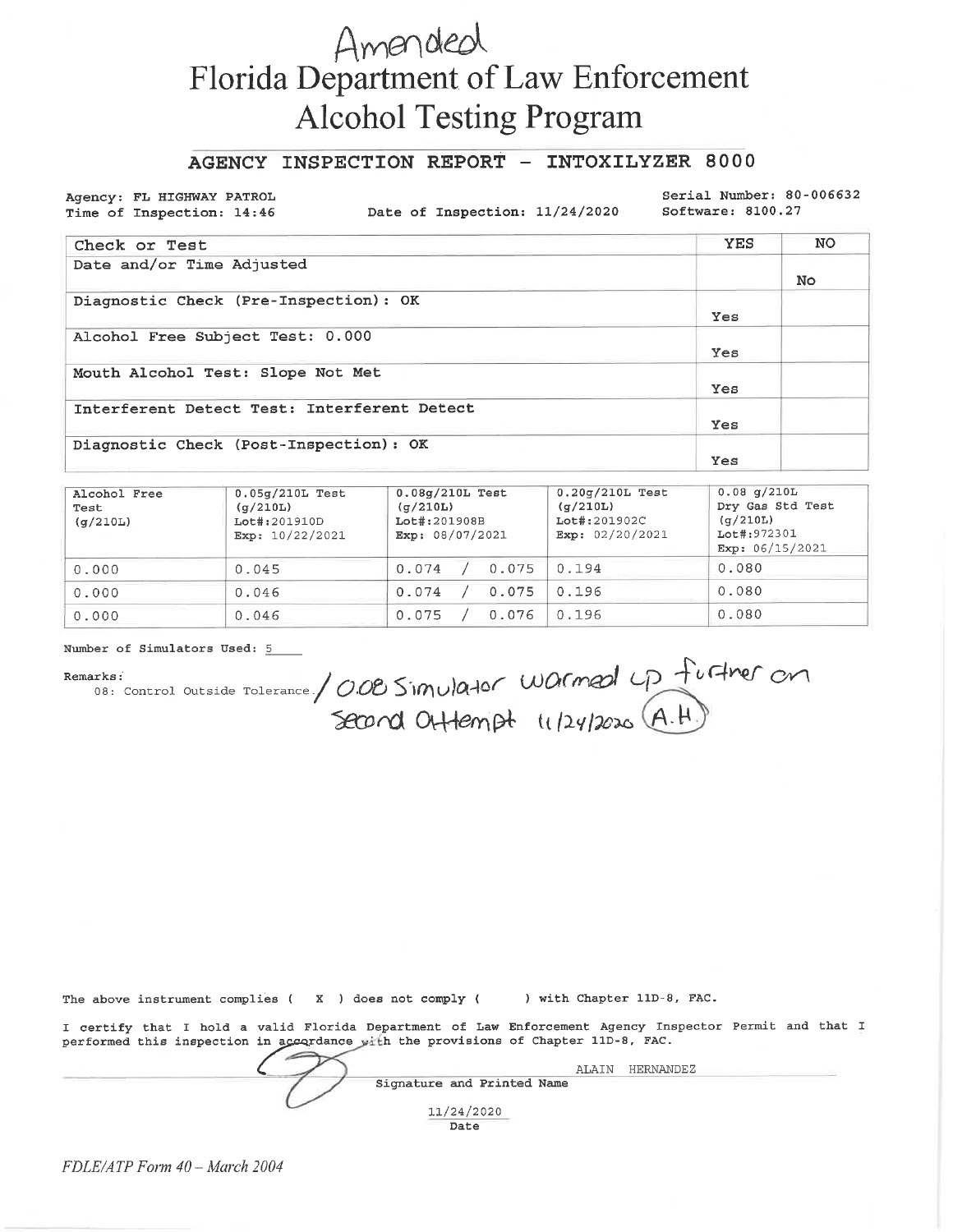Amended

# Florida Department of Law Enforcement
## Alcohol Testing Program

### AGENCY INSPECTION REPORT - INTOXILYZER 8000

Agency: FL HIGHWAY PATROL
Time of Inspection: 14:46
Date of Inspection: 11/24/2020
Serial Number: 80-006632
Software: 8100.27

| Check or Test | YES | NO |
|---|---|---|
| Date and/or Time Adjusted | | No |
| Diagnostic Check (Pre-Inspection): OK | Yes | |
| Alcohol Free Subject Test: 0.000 | Yes | |
| Mouth Alcohol Test: Slope Not Met | Yes | |
| Interferent Detect Test: Interferent Detect | Yes | |
| Diagnostic Check (Post-Inspection): OK | Yes | |

| Alcohol Free Test (g/210L) | 0.05g/210L Test (g/210L) Lot#:201910D Exp: 10/22/2021 | 0.08g/210L Test (g/210L) Lot#:201908B Exp: 08/07/2021 | 0.20g/210L Test (g/210L) Lot#:201902C Exp: 02/20/2021 | 0.08 g/210L Dry Gas Std Test (g/210L) Lot#:972301 Exp: 06/15/2021 |
|---|---|---|---|---|
| 0.000 | 0.045 | 0.074 / 0.075 | 0.194 | 0.080 |
| 0.000 | 0.046 | 0.074 / 0.075 | 0.196 | 0.080 |
| 0.000 | 0.046 | 0.075 / 0.076 | 0.196 | 0.080 |

Number of Simulators Used: 5

Remarks:
08: Control Outside Tolerance. / 0.08 Simulator warmed up further on second attempt 11/24/2020 (A.H.)

The above instrument complies ( X ) does not comply ( ) with Chapter 11D-8, FAC.

I certify that I hold a valid Florida Department of Law Enforcement Agency Inspector Permit and that I performed this inspection in accordance with the provisions of Chapter 11D-8, FAC.

ALAIN HERNANDEZ
Signature and Printed Name

11/24/2020
Date

*FDLE/ATP Form 40 – March 2004*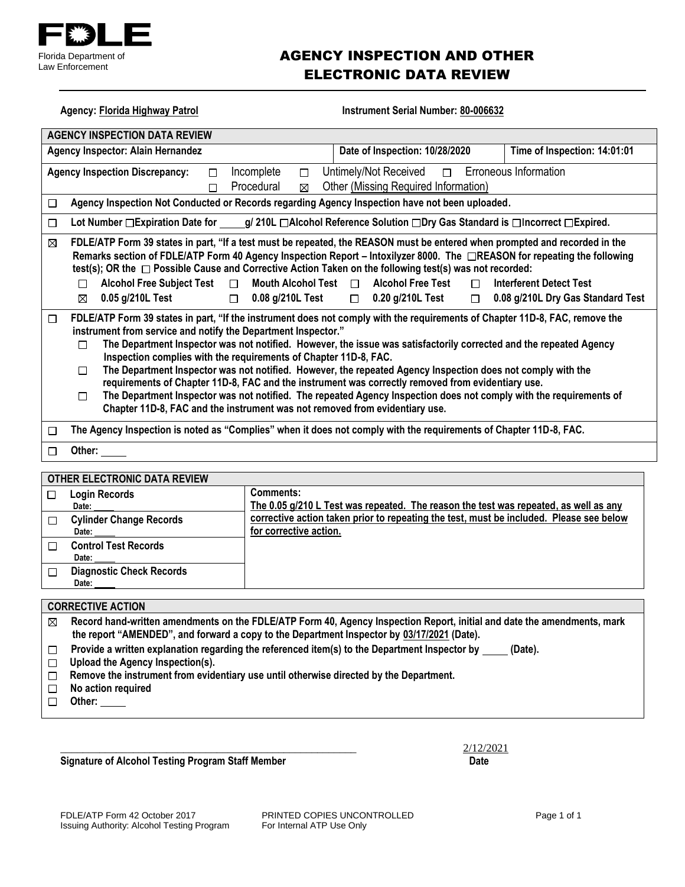**FDLE**
Florida Department of Law Enforcement

# AGENCY INSPECTION AND OTHER ELECTRONIC DATA REVIEW

**Agency:** **Florida Highway Patrol** **Instrument Serial Number:** **80-006632**

| **AGENCY INSPECTION DATA REVIEW** | | |
|---|---|---|
| **Agency Inspector: Alain Hernandez** | **Date of Inspection: 10/28/2020** | **Time of Inspection: 14:01:01** |

**Agency Inspection Discrepancy:** ☐ Incomplete ☐ Untimely/Not Received ☐ Erroneous Information ☐ Procedural ☒ Other (Missing Required Information)

☐ **Agency Inspection Not Conducted or Records regarding Agency Inspection have not been uploaded.**

☐ **Lot Number ☐Expiration Date for \_\_\_\_ g/ 210L ☐Alcohol Reference Solution ☐Dry Gas Standard is ☐Incorrect ☐Expired.**

☒ **FDLE/ATP Form 39 states in part, "If a test must be repeated, the REASON must be entered when prompted and recorded in the Remarks section of FDLE/ATP Form 40 Agency Inspection Report – Intoxilyzer 8000. The ☐REASON for repeating the following test(s); OR the ☐ Possible Cause and Corrective Action Taken on the following test(s) was not recorded:**

- ☐ **Alcohol Free Subject Test** ☐ **Mouth Alcohol Test** ☐ **Alcohol Free Test** ☐ **Interferent Detect Test**
- ☒ **0.05 g/210L Test** ☐ **0.08 g/210L Test** ☐ **0.20 g/210L Test** ☐ **0.08 g/210L Dry Gas Standard Test**

☐ **FDLE/ATP Form 39 states in part, "If the instrument does not comply with the requirements of Chapter 11D-8, FAC, remove the instrument from service and notify the Department Inspector."**

- ☐ **The Department Inspector was not notified. However, the issue was satisfactorily corrected and the repeated Agency Inspection complies with the requirements of Chapter 11D-8, FAC.**
- ☐ **The Department Inspector was not notified. However, the repeated Agency Inspection does not comply with the requirements of Chapter 11D-8, FAC and the instrument was correctly removed from evidentiary use.**
- ☐ **The Department Inspector was not notified. The repeated Agency Inspection does not comply with the requirements of Chapter 11D-8, FAC and the instrument was not removed from evidentiary use.**

☐ **The Agency Inspection is noted as "Complies" when it does not comply with the requirements of Chapter 11D-8, FAC.**

☐ **Other:** \_\_\_\_

| **OTHER ELECTRONIC DATA REVIEW** | |
|---|---|
| ☐ **Login Records** Date: \_\_\_\_ | **Comments:** **The 0.05 g/210 L Test was repeated. The reason the test was repeated, as well as any corrective action taken prior to repeating the test, must be included. Please see below for corrective action.** |
| ☐ **Cylinder Change Records** Date: \_\_\_\_ | |
| ☐ **Control Test Records** Date: \_\_\_\_ | |
| ☐ **Diagnostic Check Records** Date: \_\_\_\_ | |

**CORRECTIVE ACTION**

- ☒ **Record hand-written amendments on the FDLE/ATP Form 40, Agency Inspection Report, initial and date the amendments, mark the report "AMENDED", and forward a copy to the Department Inspector by 03/17/2021 (Date).**
- ☐ **Provide a written explanation regarding the referenced item(s) to the Department Inspector by \_\_\_\_ (Date).**
- ☐ **Upload the Agency Inspection(s).**
- ☐ **Remove the instrument from evidentiary use until otherwise directed by the Department.**
- ☐ **No action required**
- ☐ **Other:** \_\_\_\_

\_\_\_\_\_\_\_\_\_\_\_\_\_\_\_\_\_\_\_\_\_\_\_\_\_\_\_\_\_\_\_\_\_\_\_\_\_\_ 2/12/2021
**Signature of Alcohol Testing Program Staff Member** **Date**

FDLE/ATP Form 42 October 2017 PRINTED COPIES UNCONTROLLED
Issuing Authority: Alcohol Testing Program For Internal ATP Use Only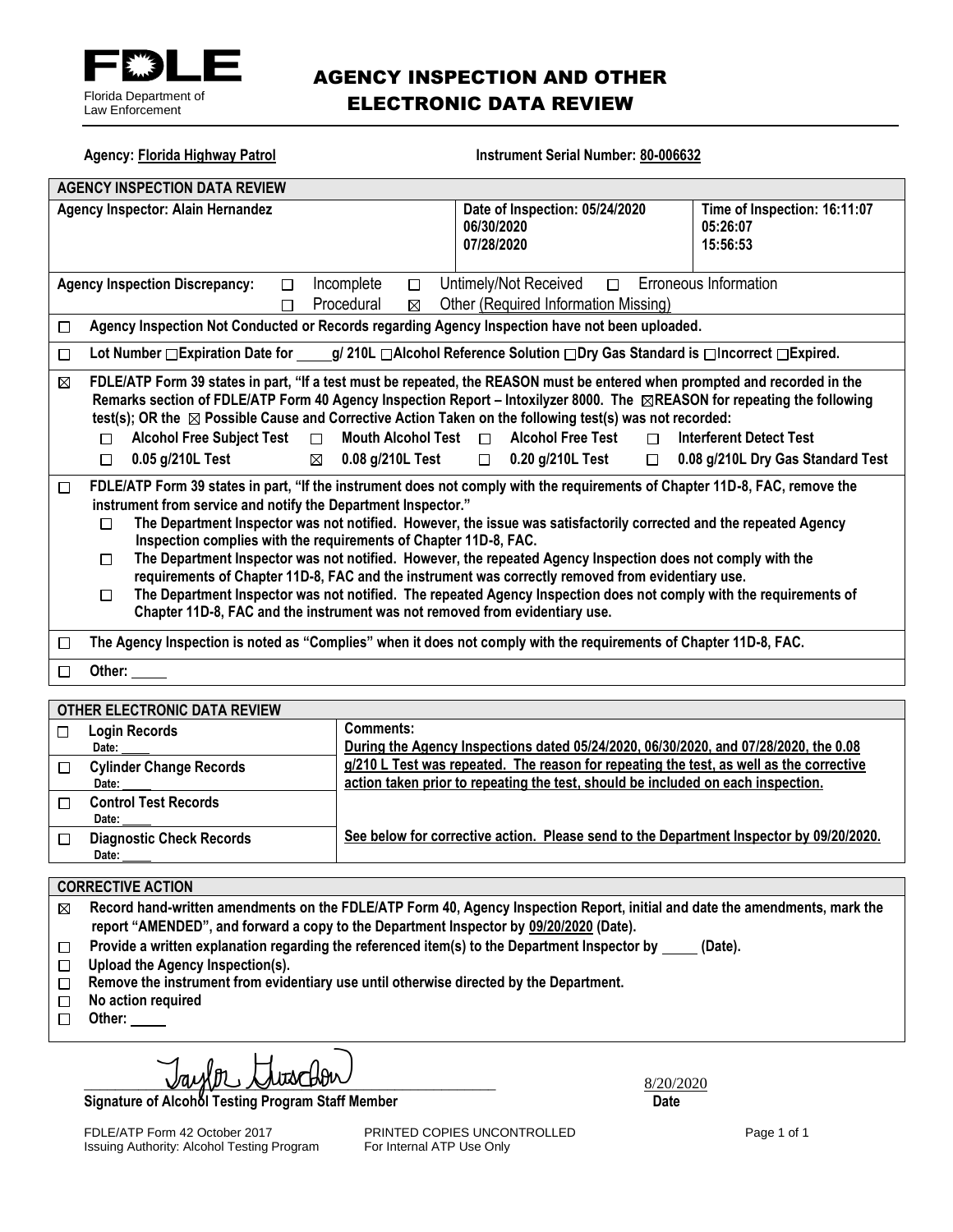**FDLE**
Florida Department of Law Enforcement

# AGENCY INSPECTION AND OTHER ELECTRONIC DATA REVIEW

**Agency:** **Florida Highway Patrol** **Instrument Serial Number:** **80-006632**

## AGENCY INSPECTION DATA REVIEW

| Agency Inspector: Alain Hernandez | Date of Inspection: 05/24/2020<br>06/30/2020<br>07/28/2020 | Time of Inspection: 16:11:07<br>05:26:07<br>15:56:53 |
|---|---|---|

**Agency Inspection Discrepancy:** ☐ Incomplete ☐ Untimely/Not Received ☐ Erroneous Information ☐ Procedural ☒ Other (Required Information Missing)

☐ **Agency Inspection Not Conducted or Records regarding Agency Inspection have not been uploaded.**

☐ **Lot Number ☐Expiration Date for \_\_\_\_ g/ 210L ☐Alcohol Reference Solution ☐Dry Gas Standard is ☐Incorrect ☐Expired.**

☒ **FDLE/ATP Form 39 states in part, "If a test must be repeated, the REASON must be entered when prompted and recorded in the Remarks section of FDLE/ATP Form 40 Agency Inspection Report – Intoxilyzer 8000. The ☒REASON for repeating the following test(s); OR the ☒ Possible Cause and Corrective Action Taken on the following test(s) was not recorded:**

- ☐ **Alcohol Free Subject Test** ☐ **Mouth Alcohol Test** ☐ **Alcohol Free Test** ☐ **Interferent Detect Test**
- ☐ **0.05 g/210L Test** ☒ **0.08 g/210L Test** ☐ **0.20 g/210L Test** ☐ **0.08 g/210L Dry Gas Standard Test**

☐ **FDLE/ATP Form 39 states in part, "If the instrument does not comply with the requirements of Chapter 11D-8, FAC, remove the instrument from service and notify the Department Inspector."**

- ☐ **The Department Inspector was not notified. However, the issue was satisfactorily corrected and the repeated Agency Inspection complies with the requirements of Chapter 11D-8, FAC.**
- ☐ **The Department Inspector was not notified. However, the repeated Agency Inspection does not comply with the requirements of Chapter 11D-8, FAC and the instrument was correctly removed from evidentiary use.**
- ☐ **The Department Inspector was not notified. The repeated Agency Inspection does not comply with the requirements of Chapter 11D-8, FAC and the instrument was not removed from evidentiary use.**

☐ **The Agency Inspection is noted as "Complies" when it does not comply with the requirements of Chapter 11D-8, FAC.**

☐ **Other:** \_\_\_\_

## OTHER ELECTRONIC DATA REVIEW

| | |
|---|---|
| ☐ **Login Records** Date: \_\_\_\_ | **Comments:** <br>During the Agency Inspections dated 05/24/2020, 06/30/2020, and 07/28/2020, the 0.08 g/210 L Test was repeated. The reason for repeating the test, as well as the corrective action taken prior to repeating the test, should be included on each inspection.<br><br>See below for corrective action. Please send to the Department Inspector by 09/20/2020. |
| ☐ **Cylinder Change Records** Date: \_\_\_\_ | |
| ☐ **Control Test Records** Date: \_\_\_\_ | |
| ☐ **Diagnostic Check Records** Date: \_\_\_\_ | |

## CORRECTIVE ACTION

- ☒ **Record hand-written amendments on the FDLE/ATP Form 40, Agency Inspection Report, initial and date the amendments, mark the report "AMENDED", and forward a copy to the Department Inspector by 09/20/2020 (Date).**
- ☐ **Provide a written explanation regarding the referenced item(s) to the Department Inspector by \_\_\_\_ (Date).**
- ☐ **Upload the Agency Inspection(s).**
- ☐ **Remove the instrument from evidentiary use until otherwise directed by the Department.**
- ☐ **No action required**
- ☐ **Other:** \_\_\_\_

Taylor Gluschow
**Signature of Alcohol Testing Program Staff Member**

8/20/2020
**Date**

FDLE/ATP Form 42 October 2017
Issuing Authority: Alcohol Testing Program

PRINTED COPIES UNCONTROLLED
For Internal ATP Use Only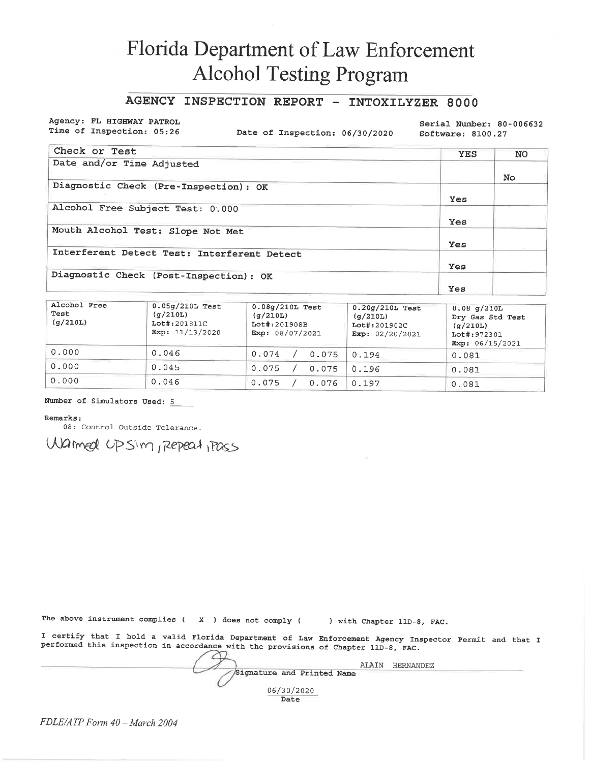# Florida Department of Law Enforcement
# Alcohol Testing Program

## AGENCY INSPECTION REPORT - INTOXILYZER 8000

Agency: FL HIGHWAY PATROL
Time of Inspection: 05:26
Date of Inspection: 06/30/2020
Serial Number: 80-006632
Software: 8100.27

| Check or Test | YES | NO |
|---|---|---|
| Date and/or Time Adjusted | | No |
| Diagnostic Check (Pre-Inspection): OK | Yes | |
| Alcohol Free Subject Test: 0.000 | Yes | |
| Mouth Alcohol Test: Slope Not Met | Yes | |
| Interferent Detect Test: Interferent Detect | Yes | |
| Diagnostic Check (Post-Inspection): OK | Yes | |

| Alcohol Free Test (g/210L) | 0.05g/210L Test (g/210L) Lot#:201811C Exp: 11/13/2020 | 0.08g/210L Test (g/210L) Lot#:201908B Exp: 08/07/2021 | 0.20g/210L Test (g/210L) Lot#:201902C Exp: 02/20/2021 | 0.08 g/210L Dry Gas Std Test (g/210L) Lot#:972301 Exp: 06/15/2021 |
|---|---|---|---|---|
| 0.000 | 0.046 | 0.074 / 0.075 | 0.194 | 0.081 |
| 0.000 | 0.045 | 0.075 / 0.075 | 0.196 | 0.081 |
| 0.000 | 0.046 | 0.075 / 0.076 | 0.197 | 0.081 |

Number of Simulators Used: 5

Remarks:
08: Control Outside Tolerance.

Warmed up Sim, Repeat, Pass

The above instrument complies ( X ) does not comply ( ) with Chapter 11D-8, FAC.

I certify that I hold a valid Florida Department of Law Enforcement Agency Inspector Permit and that I performed this inspection in accordance with the provisions of Chapter 11D-8, FAC.

ALAIN HERNANDEZ
Signature and Printed Name

06/30/2020
Date

*FDLE/ATP Form 40 – March 2004*